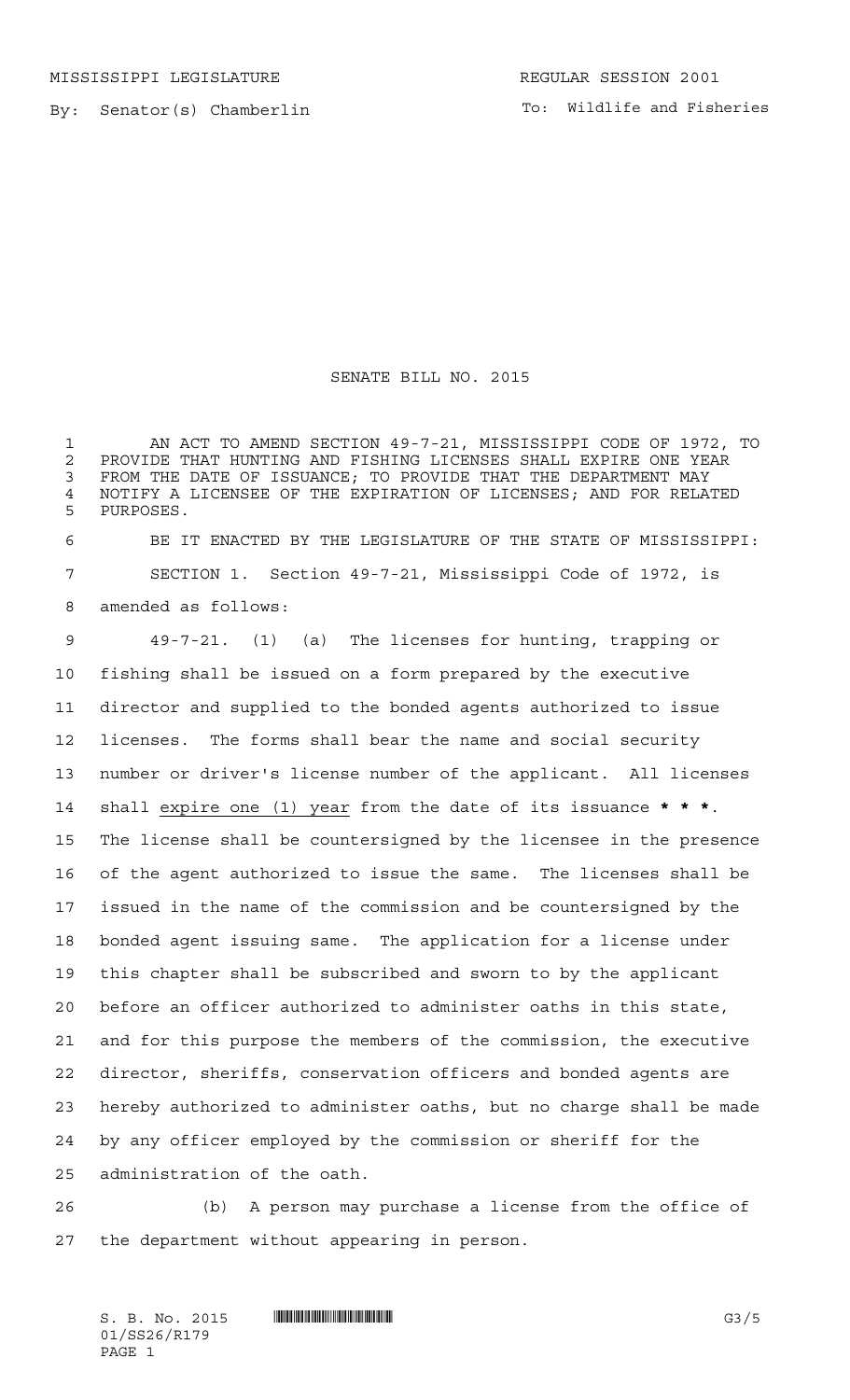MISSISSIPPI LEGISLATURE

REGULAR SESSION 2001

By: Senator(s) Chamberlin

To: Wildlife and Fisheries

# SENATE BILL NO. 2015

AN ACT TO AMEND SECTION 49-7-21, MISSISSIPPI CODE OF 1972, TO PROVIDE THAT HUNTING AND FISHING LICENSES SHALL EXPIRE ONE YEAR FROM THE DATE OF ISSUANCE; TO PROVIDE THAT THE DEPARTMENT MAY NOTIFY A LICENSEE OF THE EXPIRATION OF LICENSES; AND FOR RELATED PURPOSES.

BE IT ENACTED BY THE LEGISLATURE OF THE STATE OF MISSISSIPPI:

SECTION 1. Section 49-7-21, Mississippi Code of 1972, is amended as follows:

49-7-21. (1) (a) The licenses for hunting, trapping or fishing shall be issued on a form prepared by the executive director and supplied to the bonded agents authorized to issue licenses. The forms shall bear the name and social security number or driver's license number of the applicant. All licenses shall <u>expire one (1) year</u> from the date of its issuance **\* \* \***. The license shall be countersigned by the licensee in the presence of the agent authorized to issue the same. The licenses shall be issued in the name of the commission and be countersigned by the bonded agent issuing same. The application for a license under this chapter shall be subscribed and sworn to by the applicant before an officer authorized to administer oaths in this state, and for this purpose the members of the commission, the executive director, sheriffs, conservation officers and bonded agents are hereby authorized to administer oaths, but no charge shall be made by any officer employed by the commission or sheriff for the administration of the oath.

(b) A person may purchase a license from the office of the department without appearing in person.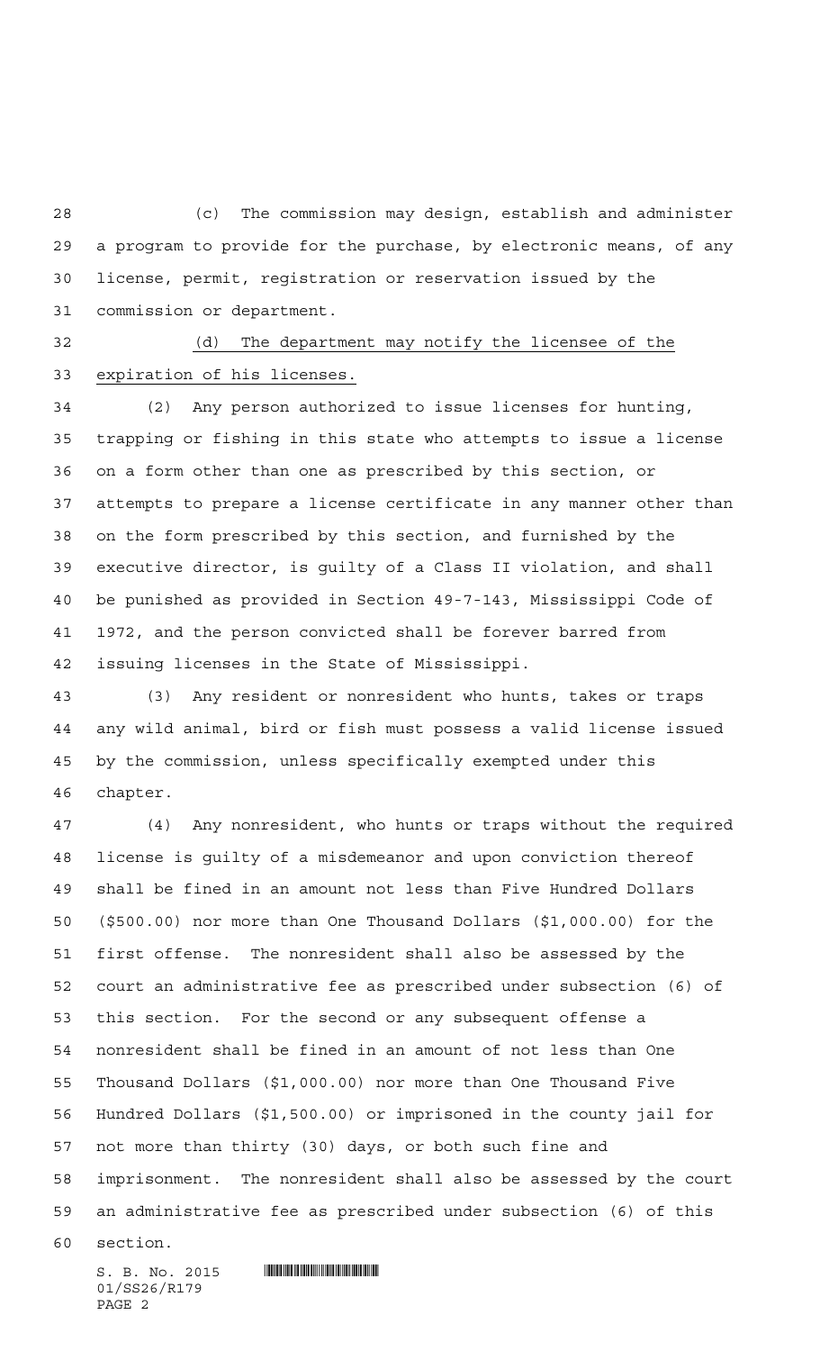(c) The commission may design, establish and administer a program to provide for the purchase, by electronic means, of any license, permit, registration or reservation issued by the commission or department.

<u>(d) The department may notify the licensee of the expiration of his licenses.</u>

(2) Any person authorized to issue licenses for hunting, trapping or fishing in this state who attempts to issue a license on a form other than one as prescribed by this section, or attempts to prepare a license certificate in any manner other than on the form prescribed by this section, and furnished by the executive director, is guilty of a Class II violation, and shall be punished as provided in Section 49-7-143, Mississippi Code of 1972, and the person convicted shall be forever barred from issuing licenses in the State of Mississippi.

(3) Any resident or nonresident who hunts, takes or traps any wild animal, bird or fish must possess a valid license issued by the commission, unless specifically exempted under this chapter.

(4) Any nonresident, who hunts or traps without the required license is guilty of a misdemeanor and upon conviction thereof shall be fined in an amount not less than Five Hundred Dollars ($500.00) nor more than One Thousand Dollars ($1,000.00) for the first offense. The nonresident shall also be assessed by the court an administrative fee as prescribed under subsection (6) of this section. For the second or any subsequent offense a nonresident shall be fined in an amount of not less than One Thousand Dollars ($1,000.00) nor more than One Thousand Five Hundred Dollars ($1,500.00) or imprisoned in the county jail for not more than thirty (30) days, or both such fine and imprisonment. The nonresident shall also be assessed by the court an administrative fee as prescribed under subsection (6) of this section.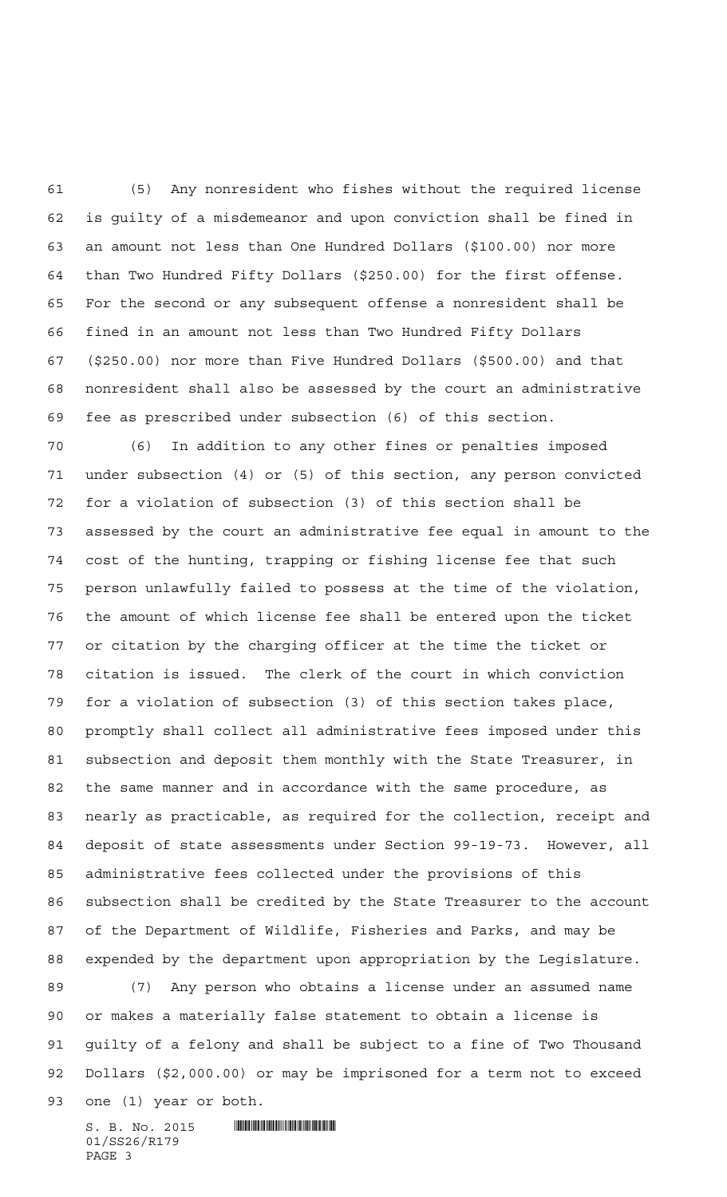(5) Any nonresident who fishes without the required license is guilty of a misdemeanor and upon conviction shall be fined in an amount not less than One Hundred Dollars ($100.00) nor more than Two Hundred Fifty Dollars ($250.00) for the first offense. For the second or any subsequent offense a nonresident shall be fined in an amount not less than Two Hundred Fifty Dollars ($250.00) nor more than Five Hundred Dollars ($500.00) and that nonresident shall also be assessed by the court an administrative fee as prescribed under subsection (6) of this section.

(6) In addition to any other fines or penalties imposed under subsection (4) or (5) of this section, any person convicted for a violation of subsection (3) of this section shall be assessed by the court an administrative fee equal in amount to the cost of the hunting, trapping or fishing license fee that such person unlawfully failed to possess at the time of the violation, the amount of which license fee shall be entered upon the ticket or citation by the charging officer at the time the ticket or citation is issued. The clerk of the court in which conviction for a violation of subsection (3) of this section takes place, promptly shall collect all administrative fees imposed under this subsection and deposit them monthly with the State Treasurer, in the same manner and in accordance with the same procedure, as nearly as practicable, as required for the collection, receipt and deposit of state assessments under Section 99-19-73. However, all administrative fees collected under the provisions of this subsection shall be credited by the State Treasurer to the account of the Department of Wildlife, Fisheries and Parks, and may be expended by the department upon appropriation by the Legislature.

(7) Any person who obtains a license under an assumed name or makes a materially false statement to obtain a license is guilty of a felony and shall be subject to a fine of Two Thousand Dollars ($2,000.00) or may be imprisoned for a term not to exceed one (1) year or both.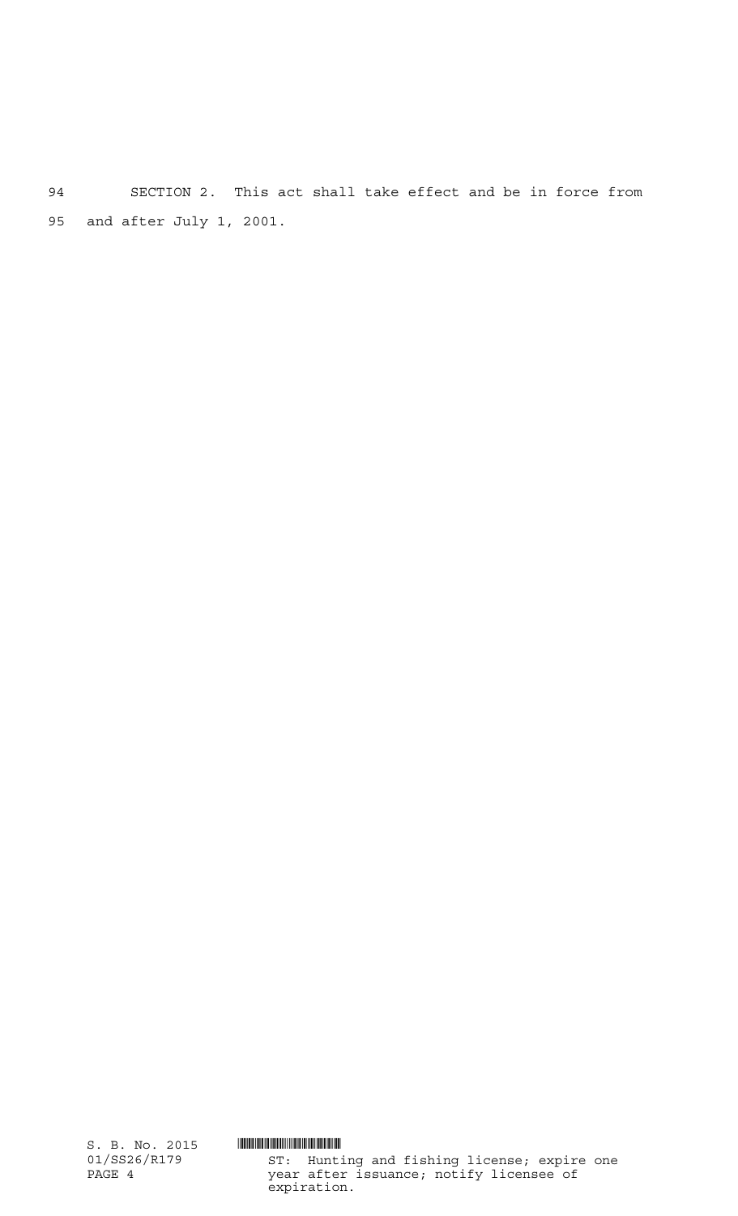94 SECTION 2. This act shall take effect and be in force from
95 and after July 1, 2001.